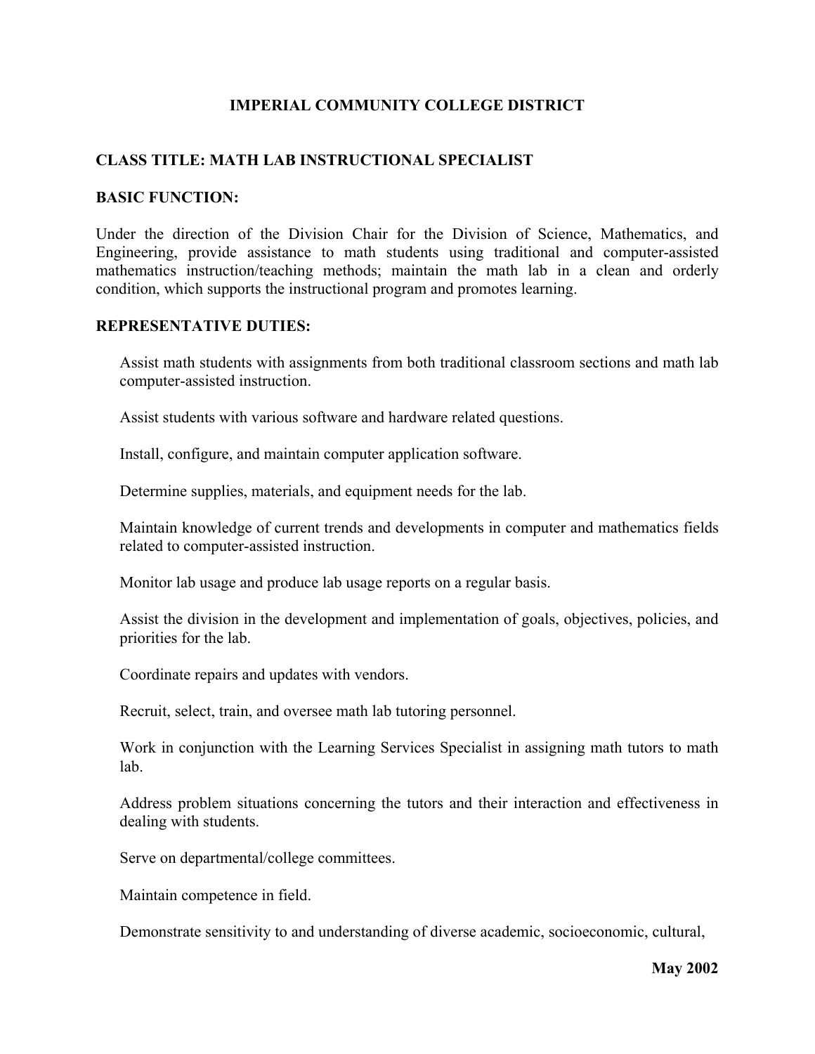# IMPERIAL COMMUNITY COLLEGE DISTRICT

## CLASS TITLE: MATH LAB INSTRUCTIONAL SPECIALIST

## BASIC FUNCTION:

Under the direction of the Division Chair for the Division of Science, Mathematics, and Engineering, provide assistance to math students using traditional and computer-assisted mathematics instruction/teaching methods; maintain the math lab in a clean and orderly condition, which supports the instructional program and promotes learning.

## REPRESENTATIVE DUTIES:

Assist math students with assignments from both traditional classroom sections and math lab computer-assisted instruction.

Assist students with various software and hardware related questions.

Install, configure, and maintain computer application software.

Determine supplies, materials, and equipment needs for the lab.

Maintain knowledge of current trends and developments in computer and mathematics fields related to computer-assisted instruction.

Monitor lab usage and produce lab usage reports on a regular basis.

Assist the division in the development and implementation of goals, objectives, policies, and priorities for the lab.

Coordinate repairs and updates with vendors.

Recruit, select, train, and oversee math lab tutoring personnel.

Work in conjunction with the Learning Services Specialist in assigning math tutors to math lab.

Address problem situations concerning the tutors and their interaction and effectiveness in dealing with students.

Serve on departmental/college committees.

Maintain competence in field.

Demonstrate sensitivity to and understanding of diverse academic, socioeconomic, cultural,

**May 2002**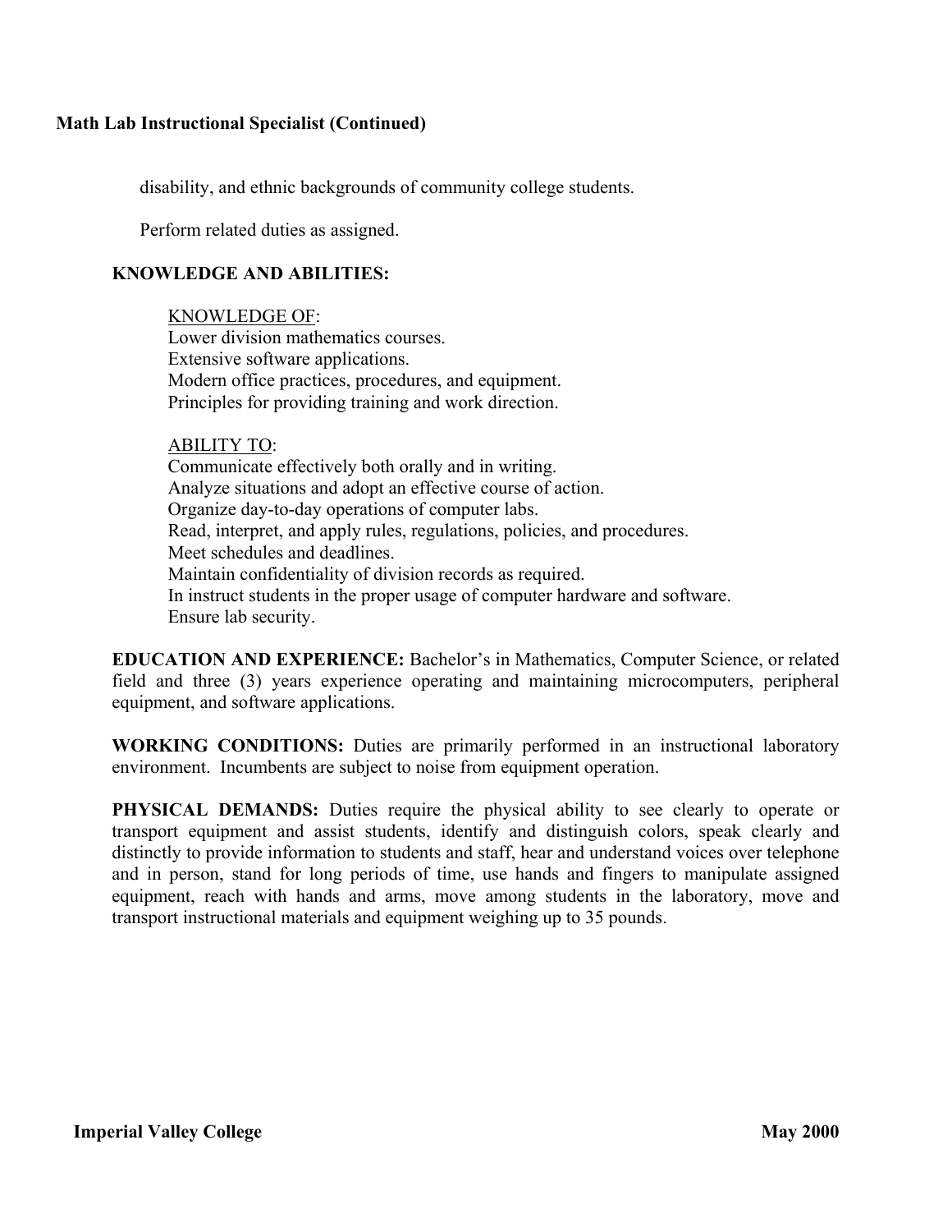**Math Lab Instructional Specialist (Continued)**

disability, and ethnic backgrounds of community college students.

Perform related duties as assigned.

## KNOWLEDGE AND ABILITIES:

KNOWLEDGE OF:
Lower division mathematics courses.
Extensive software applications.
Modern office practices, procedures, and equipment.
Principles for providing training and work direction.

ABILITY TO:
Communicate effectively both orally and in writing.
Analyze situations and adopt an effective course of action.
Organize day-to-day operations of computer labs.
Read, interpret, and apply rules, regulations, policies, and procedures.
Meet schedules and deadlines.
Maintain confidentiality of division records as required.
In instruct students in the proper usage of computer hardware and software.
Ensure lab security.

**EDUCATION AND EXPERIENCE:** Bachelor's in Mathematics, Computer Science, or related field and three (3) years experience operating and maintaining microcomputers, peripheral equipment, and software applications.

**WORKING CONDITIONS:** Duties are primarily performed in an instructional laboratory environment. Incumbents are subject to noise from equipment operation.

**PHYSICAL DEMANDS:** Duties require the physical ability to see clearly to operate or transport equipment and assist students, identify and distinguish colors, speak clearly and distinctly to provide information to students and staff, hear and understand voices over telephone and in person, stand for long periods of time, use hands and fingers to manipulate assigned equipment, reach with hands and arms, move among students in the laboratory, move and transport instructional materials and equipment weighing up to 35 pounds.